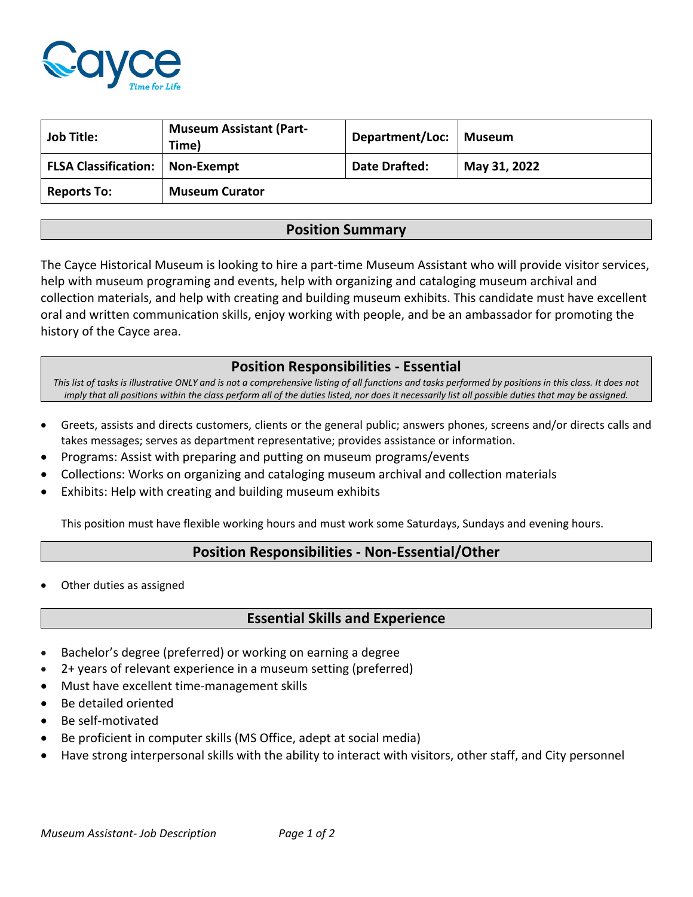| Job Title: | Museum Assistant (Part-Time) | Department/Loc: | Museum |
|---|---|---|---|
| FLSA Classification: | Non-Exempt | Date Drafted: | May 31, 2022 |
| Reports To: | Museum Curator | | |

## Position Summary

The Cayce Historical Museum is looking to hire a part-time Museum Assistant who will provide visitor services, help with museum programing and events, help with organizing and cataloging museum archival and collection materials, and help with creating and building museum exhibits. This candidate must have excellent oral and written communication skills, enjoy working with people, and be an ambassador for promoting the history of the Cayce area.

## Position Responsibilities - Essential

*This list of tasks is illustrative ONLY and is not a comprehensive listing of all functions and tasks performed by positions in this class. It does not imply that all positions within the class perform all of the duties listed, nor does it necessarily list all possible duties that may be assigned.*

- Greets, assists and directs customers, clients or the general public; answers phones, screens and/or directs calls and takes messages; serves as department representative; provides assistance or information.
- Programs: Assist with preparing and putting on museum programs/events
- Collections: Works on organizing and cataloging museum archival and collection materials
- Exhibits: Help with creating and building museum exhibits

This position must have flexible working hours and must work some Saturdays, Sundays and evening hours.

## Position Responsibilities - Non-Essential/Other

- Other duties as assigned

## Essential Skills and Experience

- Bachelor's degree (preferred) or working on earning a degree
- 2+ years of relevant experience in a museum setting (preferred)
- Must have excellent time-management skills
- Be detailed oriented
- Be self-motivated
- Be proficient in computer skills (MS Office, adept at social media)
- Have strong interpersonal skills with the ability to interact with visitors, other staff, and City personnel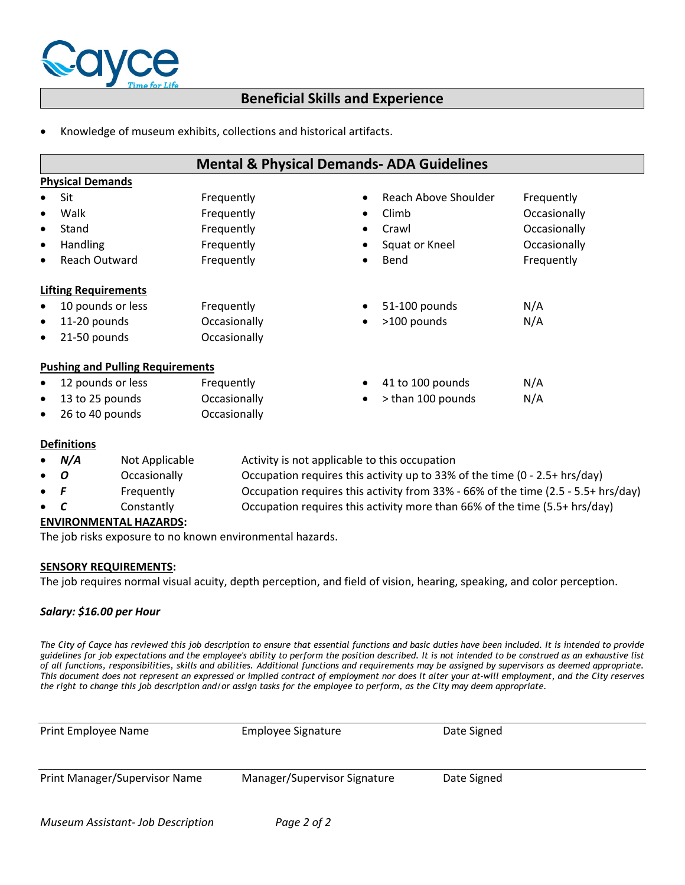## Beneficial Skills and Experience

- Knowledge of museum exhibits, collections and historical artifacts.

## Mental & Physical Demands- ADA Guidelines

**Physical Demands**

| | | | |
|---|---|---|---|
| Sit | Frequently | Reach Above Shoulder | Frequently |
| Walk | Frequently | Climb | Occasionally |
| Stand | Frequently | Crawl | Occasionally |
| Handling | Frequently | Squat or Kneel | Occasionally |
| Reach Outward | Frequently | Bend | Frequently |

**Lifting Requirements**

| | | | |
|---|---|---|---|
| 10 pounds or less | Frequently | 51-100 pounds | N/A |
| 11-20 pounds | Occasionally | >100 pounds | N/A |
| 21-50 pounds | Occasionally | | |

**Pushing and Pulling Requirements**

| | | | |
|---|---|---|---|
| 12 pounds or less | Frequently | 41 to 100 pounds | N/A |
| 13 to 25 pounds | Occasionally | > than 100 pounds | N/A |
| 26 to 40 pounds | Occasionally | | |

**Definitions**

- ***N/A*** Not Applicable — Activity is not applicable to this occupation
- ***O*** Occasionally — Occupation requires this activity up to 33% of the time (0 - 2.5+ hrs/day)
- ***F*** Frequently — Occupation requires this activity from 33% - 66% of the time (2.5 - 5.5+ hrs/day)
- ***C*** Constantly — Occupation requires this activity more than 66% of the time (5.5+ hrs/day)

**ENVIRONMENTAL HAZARDS:**
The job risks exposure to no known environmental hazards.

**SENSORY REQUIREMENTS:**
The job requires normal visual acuity, depth perception, and field of vision, hearing, speaking, and color perception.

***Salary: $16.00 per Hour***

*The City of Cayce has reviewed this job description to ensure that essential functions and basic duties have been included. It is intended to provide guidelines for job expectations and the employee's ability to perform the position described. It is not intended to be construed as an exhaustive list of all functions, responsibilities, skills and abilities. Additional functions and requirements may be assigned by supervisors as deemed appropriate. This document does not represent an expressed or implied contract of employment nor does it alter your at-will employment, and the City reserves the right to change this job description and/or assign tasks for the employee to perform, as the City may deem appropriate.*

| | | |
|---|---|---|
| Print Employee Name | Employee Signature | Date Signed |
| Print Manager/Supervisor Name | Manager/Supervisor Signature | Date Signed |

*Museum Assistant- Job Description*